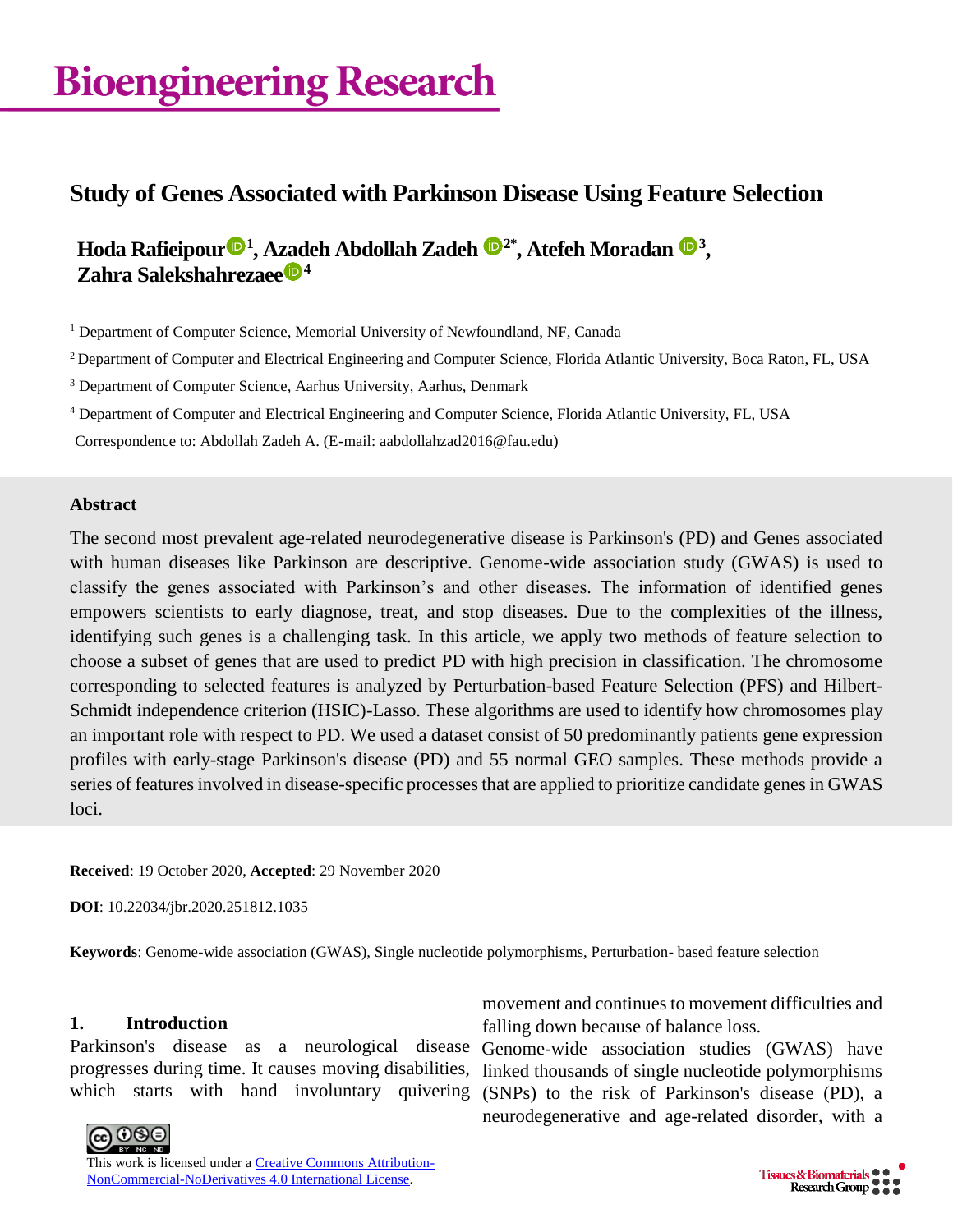Bioengineering Research

# Study of Genes Associated with Parkinson Disease Using Feature Selection

**Hoda Rafieipour[1], Azadeh Abdollah Zadeh[2*], Atefeh Moradan[3], Zahra Salekshahrezaee[4]**

[1] Department of Computer Science, Memorial University of Newfoundland, NF, Canada

[2] Department of Computer and Electrical Engineering and Computer Science, Florida Atlantic University, Boca Raton, FL, USA

[3] Department of Computer Science, Aarhus University, Aarhus, Denmark

[4] Department of Computer and Electrical Engineering and Computer Science, Florida Atlantic University, FL, USA

Correspondence to: Abdollah Zadeh A. (E-mail: aabdollahzad2016@fau.edu)

## Abstract

The second most prevalent age-related neurodegenerative disease is Parkinson's (PD) and Genes associated with human diseases like Parkinson are descriptive. Genome-wide association study (GWAS) is used to classify the genes associated with Parkinson's and other diseases. The information of identified genes empowers scientists to early diagnose, treat, and stop diseases. Due to the complexities of the illness, identifying such genes is a challenging task. In this article, we apply two methods of feature selection to choose a subset of genes that are used to predict PD with high precision in classification. The chromosome corresponding to selected features is analyzed by Perturbation-based Feature Selection (PFS) and Hilbert-Schmidt independence criterion (HSIC)-Lasso. These algorithms are used to identify how chromosomes play an important role with respect to PD. We used a dataset consist of 50 predominantly patients gene expression profiles with early-stage Parkinson's disease (PD) and 55 normal GEO samples. These methods provide a series of features involved in disease-specific processes that are applied to prioritize candidate genes in GWAS loci.

**Received**: 19 October 2020, **Accepted**: 29 November 2020

**DOI**: 10.22034/jbr.2020.251812.1035

**Keywords**: Genome-wide association (GWAS), Single nucleotide polymorphisms, Perturbation- based feature selection

## 1. Introduction

Parkinson's disease as a neurological disease progresses during time. It causes moving disabilities, which starts with hand involuntary quivering movement and continues to movement difficulties and falling down because of balance loss.

Genome-wide association studies (GWAS) have linked thousands of single nucleotide polymorphisms (SNPs) to the risk of Parkinson's disease (PD), a neurodegenerative and age-related disorder, with a

This work is licensed under a Creative Commons Attribution-NonCommercial-NoDerivatives 4.0 International License.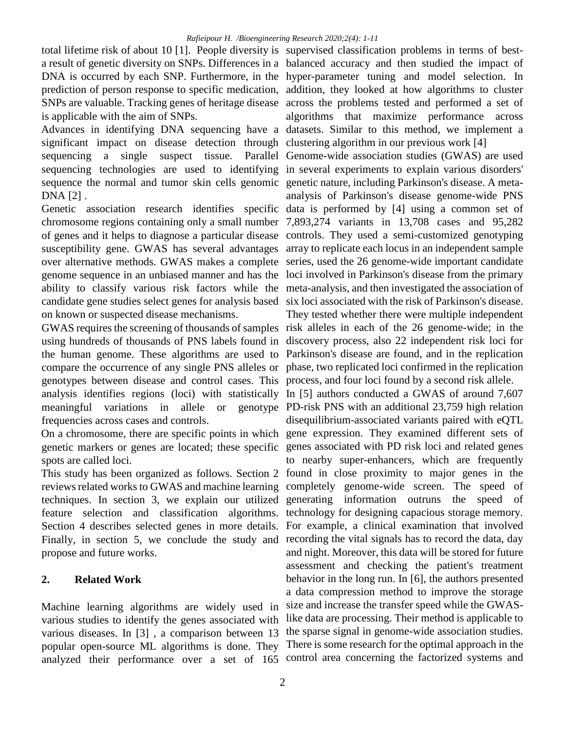total lifetime risk of about 10 [1]. People diversity is a result of genetic diversity on SNPs. Differences in a DNA is occurred by each SNP. Furthermore, in the prediction of person response to specific medication, SNPs are valuable. Tracking genes of heritage disease is applicable with the aim of SNPs.

Advances in identifying DNA sequencing have a significant impact on disease detection through sequencing a single suspect tissue. Parallel sequencing technologies are used to identifying sequence the normal and tumor skin cells genomic DNA [2] .

Genetic association research identifies specific chromosome regions containing only a small number of genes and it helps to diagnose a particular disease susceptibility gene. GWAS has several advantages over alternative methods. GWAS makes a complete genome sequence in an unbiased manner and has the ability to classify various risk factors while the candidate gene studies select genes for analysis based on known or suspected disease mechanisms.

GWAS requires the screening of thousands of samples using hundreds of thousands of PNS labels found in the human genome. These algorithms are used to compare the occurrence of any single PNS alleles or genotypes between disease and control cases. This analysis identifies regions (loci) with statistically meaningful variations in allele or genotype frequencies across cases and controls.

On a chromosome, there are specific points in which genetic markers or genes are located; these specific spots are called loci.

This study has been organized as follows. Section 2 reviews related works to GWAS and machine learning techniques. In section 3, we explain our utilized feature selection and classification algorithms. Section 4 describes selected genes in more details. Finally, in section 5, we conclude the study and propose and future works.

## 2. Related Work

Machine learning algorithms are widely used in various studies to identify the genes associated with various diseases. In [3] , a comparison between 13 popular open-source ML algorithms is done. They analyzed their performance over a set of 165 supervised classification problems in terms of best-balanced accuracy and then studied the impact of hyper-parameter tuning and model selection. In addition, they looked at how algorithms to cluster across the problems tested and performed a set of algorithms that maximize performance across datasets. Similar to this method, we implement a clustering algorithm in our previous work [4]

Genome-wide association studies (GWAS) are used in several experiments to explain various disorders' genetic nature, including Parkinson's disease. A meta-analysis of Parkinson's disease genome-wide PNS data is performed by [4] using a common set of 7,893,274 variants in 13,708 cases and 95,282 controls. They used a semi-customized genotyping array to replicate each locus in an independent sample series, used the 26 genome-wide important candidate loci involved in Parkinson's disease from the primary meta-analysis, and then investigated the association of six loci associated with the risk of Parkinson's disease. They tested whether there were multiple independent risk alleles in each of the 26 genome-wide; in the discovery process, also 22 independent risk loci for Parkinson's disease are found, and in the replication phase, two replicated loci confirmed in the replication process, and four loci found by a second risk allele.

In [5] authors conducted a GWAS of around 7,607 PD-risk PNS with an additional 23,759 high relation disequilibrium-associated variants paired with eQTL gene expression. They examined different sets of genes associated with PD risk loci and related genes to nearby super-enhancers, which are frequently found in close proximity to major genes in the completely genome-wide screen. The speed of generating information outruns the speed of technology for designing capacious storage memory. For example, a clinical examination that involved recording the vital signals has to record the data, day and night. Moreover, this data will be stored for future assessment and checking the patient's treatment behavior in the long run. In [6], the authors presented a data compression method to improve the storage size and increase the transfer speed while the GWAS-like data are processing. Their method is applicable to the sparse signal in genome-wide association studies. There is some research for the optimal approach in the control area concerning the factorized systems and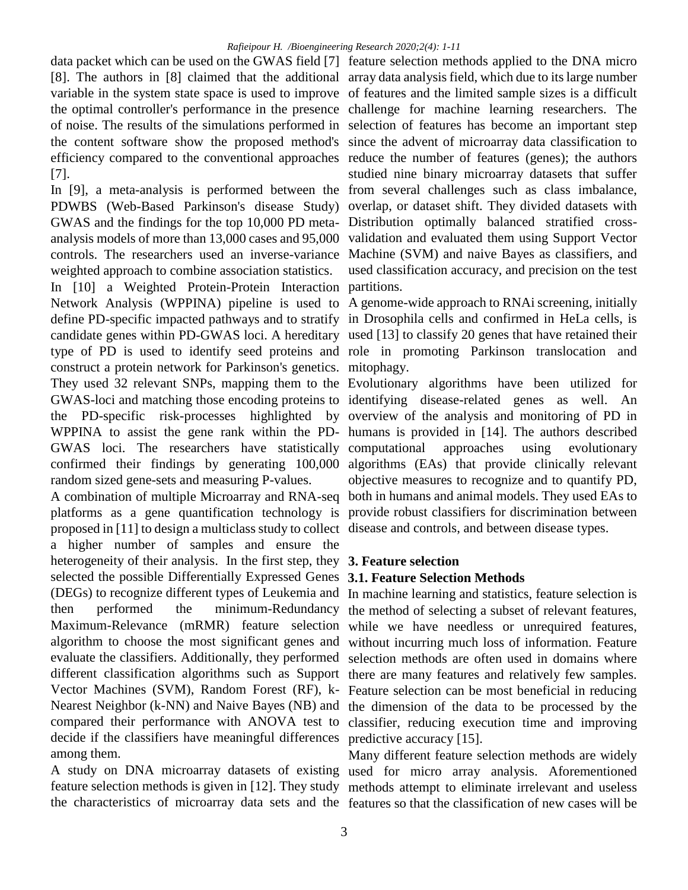data packet which can be used on the GWAS field [7] [8]. The authors in [8] claimed that the additional variable in the system state space is used to improve the optimal controller's performance in the presence of noise. The results of the simulations performed in the content software show the proposed method's efficiency compared to the conventional approaches [7].

In [9], a meta-analysis is performed between the PDWBS (Web-Based Parkinson's disease Study) GWAS and the findings for the top 10,000 PD meta-analysis models of more than 13,000 cases and 95,000 controls. The researchers used an inverse-variance weighted approach to combine association statistics.

In [10] a Weighted Protein-Protein Interaction Network Analysis (WPPINA) pipeline is used to define PD-specific impacted pathways and to stratify candidate genes within PD-GWAS loci. A hereditary type of PD is used to identify seed proteins and construct a protein network for Parkinson's genetics. They used 32 relevant SNPs, mapping them to the GWAS-loci and matching those encoding proteins to the PD-specific risk-processes highlighted by WPPINA to assist the gene rank within the PD-GWAS loci. The researchers have statistically confirmed their findings by generating 100,000 random sized gene-sets and measuring P-values.

A combination of multiple Microarray and RNA-seq platforms as a gene quantification technology is proposed in [11] to design a multiclass study to collect a higher number of samples and ensure the heterogeneity of their analysis. In the first step, they selected the possible Differentially Expressed Genes (DEGs) to recognize different types of Leukemia and then performed the minimum-Redundancy Maximum-Relevance (mRMR) feature selection algorithm to choose the most significant genes and evaluate the classifiers. Additionally, they performed different classification algorithms such as Support Vector Machines (SVM), Random Forest (RF), k-Nearest Neighbor (k-NN) and Naive Bayes (NB) and compared their performance with ANOVA test to decide if the classifiers have meaningful differences among them.

A study on DNA microarray datasets of existing feature selection methods is given in [12]. They study the characteristics of microarray data sets and the feature selection methods applied to the DNA micro array data analysis field, which due to its large number of features and the limited sample sizes is a difficult challenge for machine learning researchers. The selection of features has become an important step since the advent of microarray data classification to reduce the number of features (genes); the authors studied nine binary microarray datasets that suffer from several challenges such as class imbalance, overlap, or dataset shift. They divided datasets with Distribution optimally balanced stratified cross-validation and evaluated them using Support Vector Machine (SVM) and naive Bayes as classifiers, and used classification accuracy, and precision on the test partitions.

A genome-wide approach to RNAi screening, initially in Drosophila cells and confirmed in HeLa cells, is used [13] to classify 20 genes that have retained their role in promoting Parkinson translocation and mitophagy.

Evolutionary algorithms have been utilized for identifying disease-related genes as well. An overview of the analysis and monitoring of PD in humans is provided in [14]. The authors described computational approaches using evolutionary algorithms (EAs) that provide clinically relevant objective measures to recognize and to quantify PD, both in humans and animal models. They used EAs to provide robust classifiers for discrimination between disease and controls, and between disease types.

## 3. Feature selection

### 3.1. Feature Selection Methods

In machine learning and statistics, feature selection is the method of selecting a subset of relevant features, while we have needless or unrequired features, without incurring much loss of information. Feature selection methods are often used in domains where there are many features and relatively few samples. Feature selection can be most beneficial in reducing the dimension of the data to be processed by the classifier, reducing execution time and improving predictive accuracy [15].

Many different feature selection methods are widely used for micro array analysis. Aforementioned methods attempt to eliminate irrelevant and useless features so that the classification of new cases will be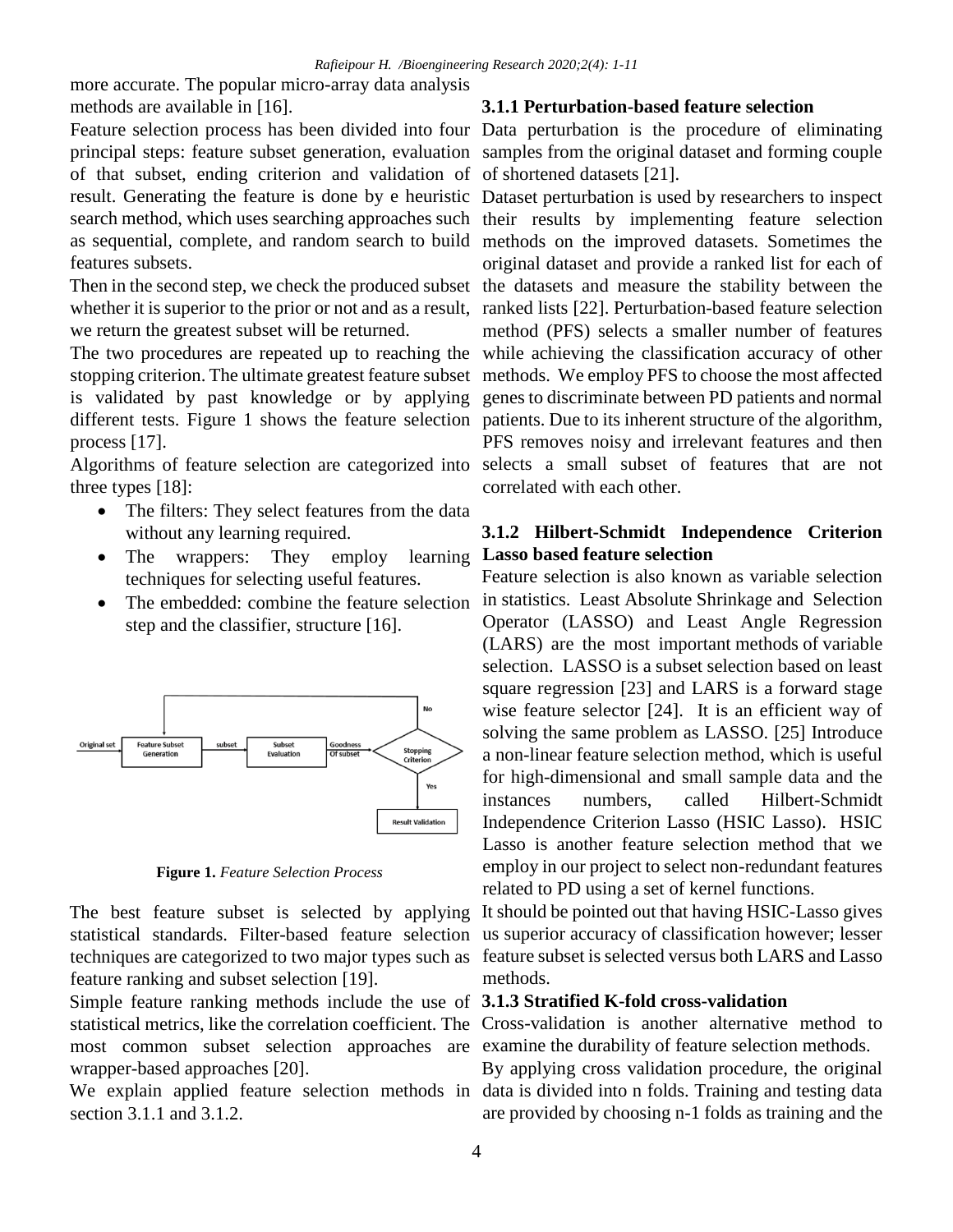more accurate. The popular micro-array data analysis methods are available in [16].

Feature selection process has been divided into four principal steps: feature subset generation, evaluation of that subset, ending criterion and validation of result. Generating the feature is done by e heuristic search method, which uses searching approaches such as sequential, complete, and random search to build features subsets.

Then in the second step, we check the produced subset whether it is superior to the prior or not and as a result, we return the greatest subset will be returned.

The two procedures are repeated up to reaching the stopping criterion. The ultimate greatest feature subset is validated by past knowledge or by applying different tests. Figure 1 shows the feature selection process [17].

Algorithms of feature selection are categorized into three types [18]:

- The filters: They select features from the data without any learning required.
- The wrappers: They employ learning techniques for selecting useful features.
- The embedded: combine the feature selection step and the classifier, structure [16].

**Figure 1.** *Feature Selection Process*

The best feature subset is selected by applying statistical standards. Filter-based feature selection techniques are categorized to two major types such as feature ranking and subset selection [19].

Simple feature ranking methods include the use of statistical metrics, like the correlation coefficient. The most common subset selection approaches are wrapper-based approaches [20].

We explain applied feature selection methods in section 3.1.1 and 3.1.2.

### 3.1.1 Perturbation-based feature selection

Data perturbation is the procedure of eliminating samples from the original dataset and forming couple of shortened datasets [21].

Dataset perturbation is used by researchers to inspect their results by implementing feature selection methods on the improved datasets. Sometimes the original dataset and provide a ranked list for each of the datasets and measure the stability between the ranked lists [22]. Perturbation-based feature selection method (PFS) selects a smaller number of features while achieving the classification accuracy of other methods. We employ PFS to choose the most affected genes to discriminate between PD patients and normal patients. Due to its inherent structure of the algorithm, PFS removes noisy and irrelevant features and then selects a small subset of features that are not correlated with each other.

### 3.1.2 Hilbert-Schmidt Independence Criterion Lasso based feature selection

Feature selection is also known as variable selection in statistics. Least Absolute Shrinkage and Selection Operator (LASSO) and Least Angle Regression (LARS) are the most important methods of variable selection. LASSO is a subset selection based on least square regression [23] and LARS is a forward stage wise feature selector [24]. It is an efficient way of solving the same problem as LASSO. [25] Introduce a non-linear feature selection method, which is useful for high-dimensional and small sample data and the instances numbers, called Hilbert-Schmidt Independence Criterion Lasso (HSIC Lasso). HSIC Lasso is another feature selection method that we employ in our project to select non-redundant features related to PD using a set of kernel functions.

It should be pointed out that having HSIC-Lasso gives us superior accuracy of classification however; lesser feature subset is selected versus both LARS and Lasso methods.

### 3.1.3 Stratified K-fold cross-validation

Cross-validation is another alternative method to examine the durability of feature selection methods.

By applying cross validation procedure, the original data is divided into n folds. Training and testing data are provided by choosing n-1 folds as training and the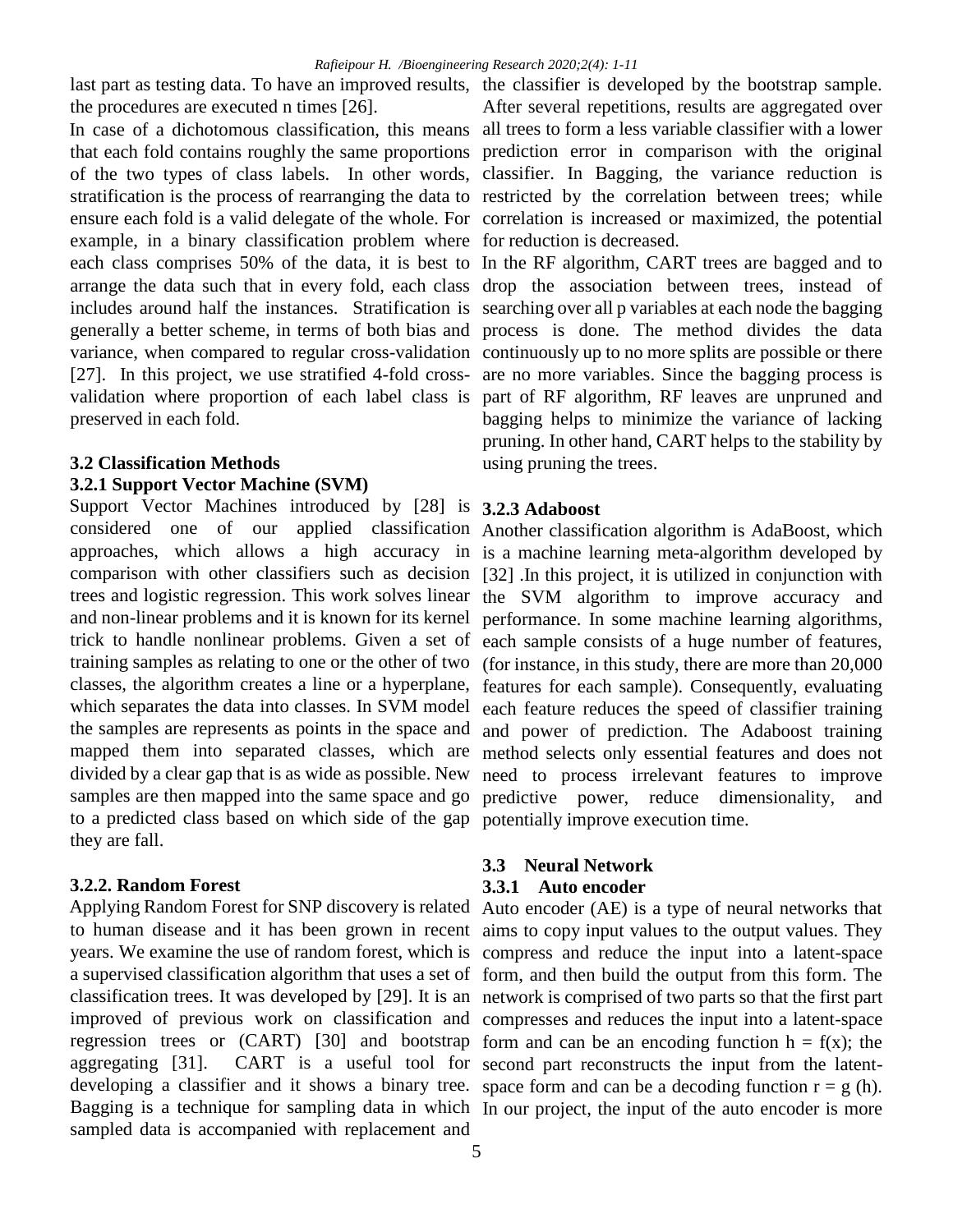last part as testing data. To have an improved results, the procedures are executed n times [26].

In case of a dichotomous classification, this means that each fold contains roughly the same proportions of the two types of class labels. In other words, stratification is the process of rearranging the data to ensure each fold is a valid delegate of the whole. For example, in a binary classification problem where each class comprises 50% of the data, it is best to arrange the data such that in every fold, each class includes around half the instances. Stratification is generally a better scheme, in terms of both bias and variance, when compared to regular cross-validation [27]. In this project, we use stratified 4-fold cross-validation where proportion of each label class is preserved in each fold.

### 3.2 Classification Methods

#### 3.2.1 Support Vector Machine (SVM)

Support Vector Machines introduced by [28] is considered one of our applied classification approaches, which allows a high accuracy in comparison with other classifiers such as decision trees and logistic regression. This work solves linear and non-linear problems and it is known for its kernel trick to handle nonlinear problems. Given a set of training samples as relating to one or the other of two classes, the algorithm creates a line or a hyperplane, which separates the data into classes. In SVM model the samples are represents as points in the space and mapped them into separated classes, which are divided by a clear gap that is as wide as possible. New samples are then mapped into the same space and go to a predicted class based on which side of the gap they are fall.

#### 3.2.2. Random Forest

Applying Random Forest for SNP discovery is related to human disease and it has been grown in recent years. We examine the use of random forest, which is a supervised classification algorithm that uses a set of classification trees. It was developed by [29]. It is an improved of previous work on classification and regression trees or (CART) [30] and bootstrap aggregating [31]. CART is a useful tool for developing a classifier and it shows a binary tree. Bagging is a technique for sampling data in which sampled data is accompanied with replacement and the classifier is developed by the bootstrap sample. After several repetitions, results are aggregated over all trees to form a less variable classifier with a lower prediction error in comparison with the original classifier. In Bagging, the variance reduction is restricted by the correlation between trees; while correlation is increased or maximized, the potential for reduction is decreased.

In the RF algorithm, CART trees are bagged and to drop the association between trees, instead of searching over all p variables at each node the bagging process is done. The method divides the data continuously up to no more splits are possible or there are no more variables. Since the bagging process is part of RF algorithm, RF leaves are unpruned and bagging helps to minimize the variance of lacking pruning. In other hand, CART helps to the stability by using pruning the trees.

#### 3.2.3 Adaboost

Another classification algorithm is AdaBoost, which is a machine learning meta-algorithm developed by [32] .In this project, it is utilized in conjunction with the SVM algorithm to improve accuracy and performance. In some machine learning algorithms, each sample consists of a huge number of features, (for instance, in this study, there are more than 20,000 features for each sample). Consequently, evaluating each feature reduces the speed of classifier training and power of prediction. The Adaboost training method selects only essential features and does not need to process irrelevant features to improve predictive power, reduce dimensionality, and potentially improve execution time.

### 3.3 Neural Network

#### 3.3.1 Auto encoder

Auto encoder (AE) is a type of neural networks that aims to copy input values to the output values. They compress and reduce the input into a latent-space form, and then build the output from this form. The network is comprised of two parts so that the first part compresses and reduces the input into a latent-space form and can be an encoding function $h = f(x)$; the second part reconstructs the input from the latent-space form and can be a decoding function $r = g(h)$. In our project, the input of the auto encoder is more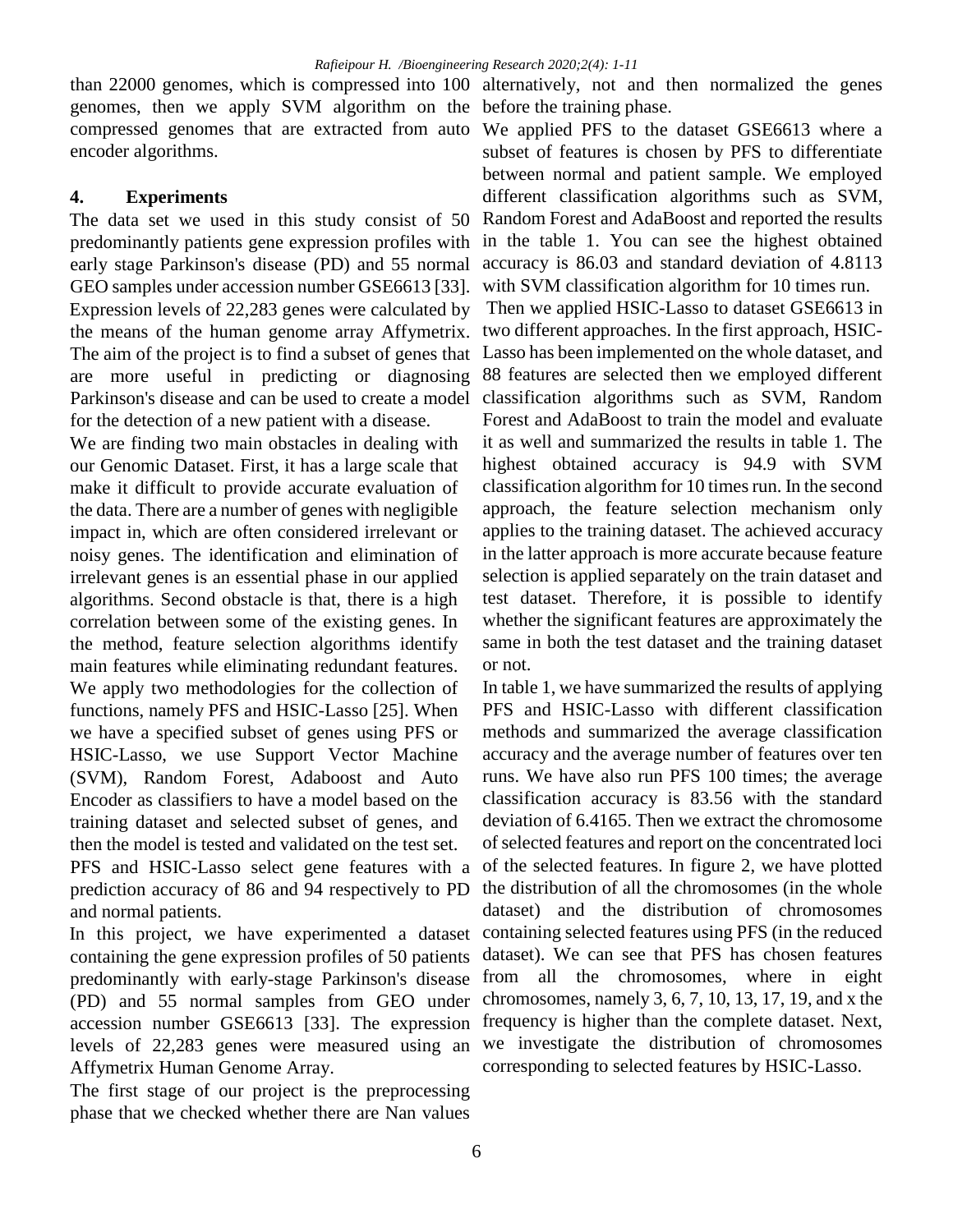than 22000 genomes, which is compressed into 100 genomes, then we apply SVM algorithm on the compressed genomes that are extracted from auto encoder algorithms.

## 4. Experiments

The data set we used in this study consist of 50 predominantly patients gene expression profiles with early stage Parkinson's disease (PD) and 55 normal GEO samples under accession number GSE6613 [33]. Expression levels of 22,283 genes were calculated by the means of the human genome array Affymetrix. The aim of the project is to find a subset of genes that are more useful in predicting or diagnosing Parkinson's disease and can be used to create a model for the detection of a new patient with a disease.

We are finding two main obstacles in dealing with our Genomic Dataset. First, it has a large scale that make it difficult to provide accurate evaluation of the data. There are a number of genes with negligible impact in, which are often considered irrelevant or noisy genes. The identification and elimination of irrelevant genes is an essential phase in our applied algorithms. Second obstacle is that, there is a high correlation between some of the existing genes. In the method, feature selection algorithms identify main features while eliminating redundant features. We apply two methodologies for the collection of functions, namely PFS and HSIC-Lasso [25]. When we have a specified subset of genes using PFS or HSIC-Lasso, we use Support Vector Machine (SVM), Random Forest, Adaboost and Auto Encoder as classifiers to have a model based on the training dataset and selected subset of genes, and then the model is tested and validated on the test set.

PFS and HSIC-Lasso select gene features with a prediction accuracy of 86 and 94 respectively to PD and normal patients.

In this project, we have experimented a dataset containing the gene expression profiles of 50 patients predominantly with early-stage Parkinson's disease (PD) and 55 normal samples from GEO under accession number GSE6613 [33]. The expression levels of 22,283 genes were measured using an Affymetrix Human Genome Array.

The first stage of our project is the preprocessing phase that we checked whether there are Nan values alternatively, not and then normalized the genes before the training phase.

We applied PFS to the dataset GSE6613 where a subset of features is chosen by PFS to differentiate between normal and patient sample. We employed different classification algorithms such as SVM, Random Forest and AdaBoost and reported the results in the table 1. You can see the highest obtained accuracy is 86.03 and standard deviation of 4.8113 with SVM classification algorithm for 10 times run.

Then we applied HSIC-Lasso to dataset GSE6613 in two different approaches. In the first approach, HSIC-Lasso has been implemented on the whole dataset, and 88 features are selected then we employed different classification algorithms such as SVM, Random Forest and AdaBoost to train the model and evaluate it as well and summarized the results in table 1. The highest obtained accuracy is 94.9 with SVM classification algorithm for 10 times run. In the second approach, the feature selection mechanism only applies to the training dataset. The achieved accuracy in the latter approach is more accurate because feature selection is applied separately on the train dataset and test dataset. Therefore, it is possible to identify whether the significant features are approximately the same in both the test dataset and the training dataset or not.

In table 1, we have summarized the results of applying PFS and HSIC-Lasso with different classification methods and summarized the average classification accuracy and the average number of features over ten runs. We have also run PFS 100 times; the average classification accuracy is 83.56 with the standard deviation of 6.4165. Then we extract the chromosome of selected features and report on the concentrated loci of the selected features. In figure 2, we have plotted the distribution of all the chromosomes (in the whole dataset) and the distribution of chromosomes containing selected features using PFS (in the reduced dataset). We can see that PFS has chosen features from all the chromosomes, where in eight chromosomes, namely 3, 6, 7, 10, 13, 17, 19, and x the frequency is higher than the complete dataset. Next, we investigate the distribution of chromosomes corresponding to selected features by HSIC-Lasso.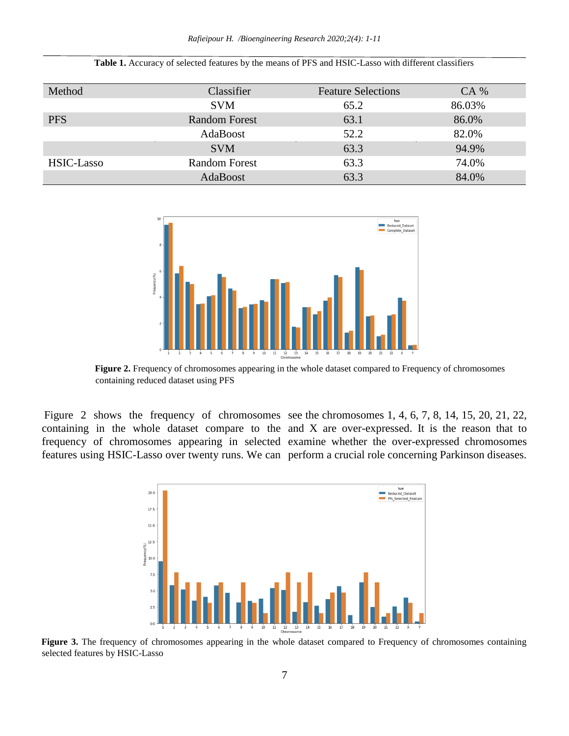**Table 1.** Accuracy of selected features by the means of PFS and HSIC-Lasso with different classifiers

| Method | Classifier | Feature Selections | CA % |
|---|---|---|---|
| | SVM | 65.2 | 86.03% |
| PFS | Random Forest | 63.1 | 86.0% |
| | AdaBoost | 52.2 | 82.0% |
| | SVM | 63.3 | 94.9% |
| HSIC-Lasso | Random Forest | 63.3 | 74.0% |
| | AdaBoost | 63.3 | 84.0% |

**Figure 2.** Frequency of chromosomes appearing in the whole dataset compared to Frequency of chromosomes containing reduced dataset using PFS

Figure 2 shows the frequency of chromosomes containing in the whole dataset compare to the frequency of chromosomes appearing in selected features using HSIC-Lasso over twenty runs. We can see the chromosomes 1, 4, 6, 7, 8, 14, 15, 20, 21, 22, and X are over-expressed. It is the reason that to examine whether the over-expressed chromosomes perform a crucial role concerning Parkinson diseases.

**Figure 3.** The frequency of chromosomes appearing in the whole dataset compared to Frequency of chromosomes containing selected features by HSIC-Lasso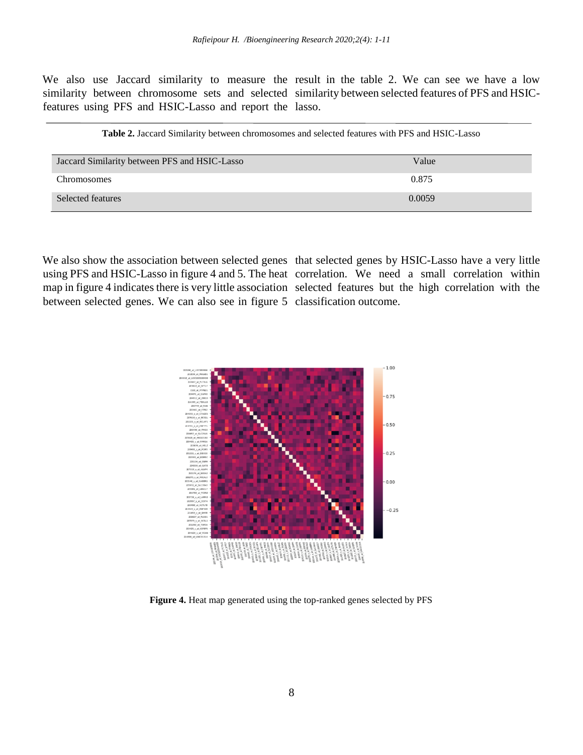We also use Jaccard similarity to measure the similarity between chromosome sets and selected features using PFS and HSIC-Lasso and report the result in the table 2. We can see we have a low similarity between selected features of PFS and HSIC-lasso.

**Table 2.** Jaccard Similarity between chromosomes and selected features with PFS and HSIC-Lasso

| Jaccard Similarity between PFS and HSIC-Lasso | Value |
|---|---|
| Chromosomes | 0.875 |
| Selected features | 0.0059 |

We also show the association between selected genes using PFS and HSIC-Lasso in figure 4 and 5. The heat map in figure 4 indicates there is very little association between selected genes. We can also see in figure 5 that selected genes by HSIC-Lasso have a very little correlation. We need a small correlation within selected features but the high correlation with the classification outcome.

**Figure 4.** Heat map generated using the top-ranked genes selected by PFS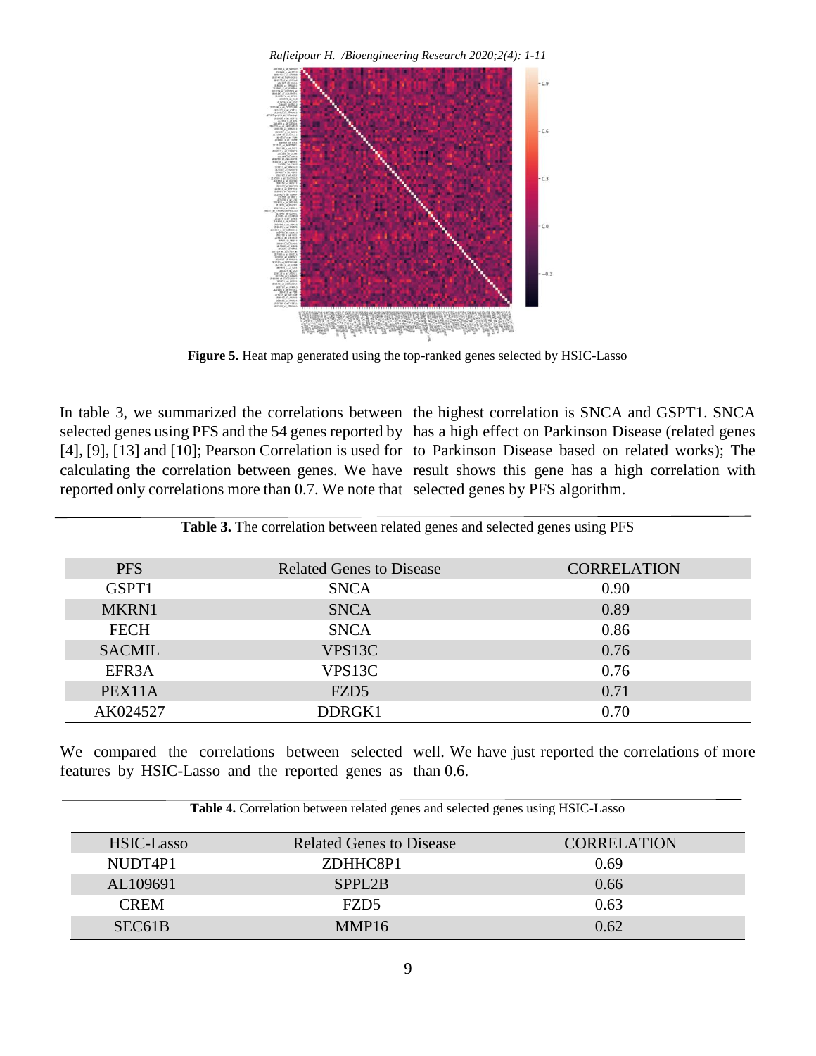**Figure 5.** Heat map generated using the top-ranked genes selected by HSIC-Lasso

In table 3, we summarized the correlations between selected genes using PFS and the 54 genes reported by [4], [9], [13] and [10]; Pearson Correlation is used for calculating the correlation between genes. We have reported only correlations more than 0.7. We note that the highest correlation is SNCA and GSPT1. SNCA has a high effect on Parkinson Disease (related genes to Parkinson Disease based on related works); The result shows this gene has a high correlation with selected genes by PFS algorithm.

**Table 3.** The correlation between related genes and selected genes using PFS

| PFS | Related Genes to Disease | CORRELATION |
|---|---|---|
| GSPT1 | SNCA | 0.90 |
| MKRN1 | SNCA | 0.89 |
| FECH | SNCA | 0.86 |
| SACMIL | VPS13C | 0.76 |
| EFR3A | VPS13C | 0.76 |
| PEX11A | FZD5 | 0.71 |
| AK024527 | DDRGK1 | 0.70 |

We compared the correlations between selected features by HSIC-Lasso and the reported genes as well. We have just reported the correlations of more than 0.6.

**Table 4.** Correlation between related genes and selected genes using HSIC-Lasso

| HSIC-Lasso | Related Genes to Disease | CORRELATION |
|---|---|---|
| NUDT4P1 | ZDHHC8P1 | 0.69 |
| AL109691 | SPPL2B | 0.66 |
| CREM | FZD5 | 0.63 |
| SEC61B | MMP16 | 0.62 |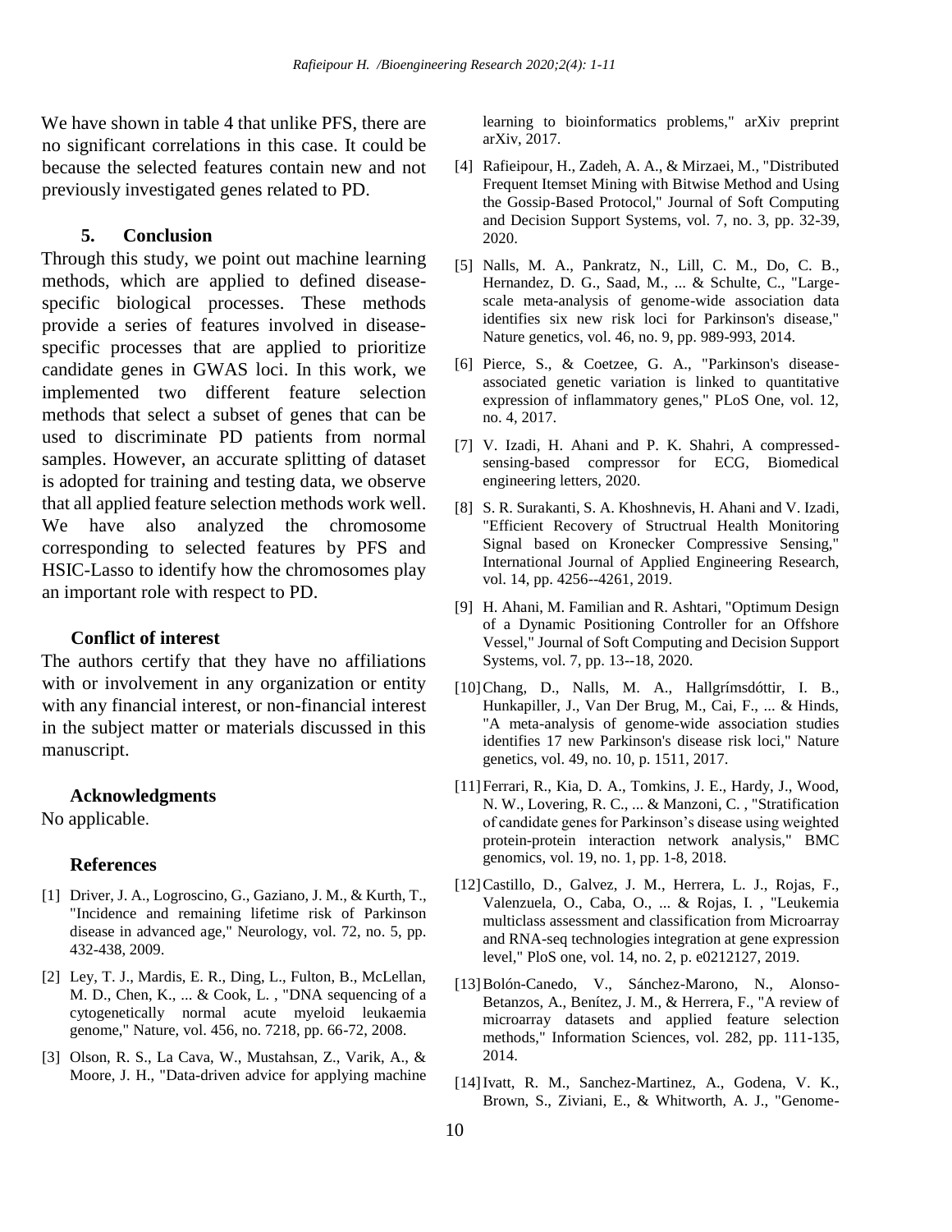We have shown in table 4 that unlike PFS, there are no significant correlations in this case. It could be because the selected features contain new and not previously investigated genes related to PD.

## 5. Conclusion

Through this study, we point out machine learning methods, which are applied to defined disease-specific biological processes. These methods provide a series of features involved in disease-specific processes that are applied to prioritize candidate genes in GWAS loci. In this work, we implemented two different feature selection methods that select a subset of genes that can be used to discriminate PD patients from normal samples. However, an accurate splitting of dataset is adopted for training and testing data, we observe that all applied feature selection methods work well. We have also analyzed the chromosome corresponding to selected features by PFS and HSIC-Lasso to identify how the chromosomes play an important role with respect to PD.

### Conflict of interest

The authors certify that they have no affiliations with or involvement in any organization or entity with any financial interest, or non-financial interest in the subject matter or materials discussed in this manuscript.

### Acknowledgments

No applicable.

### References

[1] Driver, J. A., Logroscino, G., Gaziano, J. M., & Kurth, T., "Incidence and remaining lifetime risk of Parkinson disease in advanced age," Neurology, vol. 72, no. 5, pp. 432-438, 2009.

[2] Ley, T. J., Mardis, E. R., Ding, L., Fulton, B., McLellan, M. D., Chen, K., ... & Cook, L. , "DNA sequencing of a cytogenetically normal acute myeloid leukaemia genome," Nature, vol. 456, no. 7218, pp. 66-72, 2008.

[3] Olson, R. S., La Cava, W., Mustahsan, Z., Varik, A., & Moore, J. H., "Data-driven advice for applying machine learning to bioinformatics problems," arXiv preprint arXiv, 2017.

[4] Rafieipour, H., Zadeh, A. A., & Mirzaei, M., "Distributed Frequent Itemset Mining with Bitwise Method and Using the Gossip-Based Protocol," Journal of Soft Computing and Decision Support Systems, vol. 7, no. 3, pp. 32-39, 2020.

[5] Nalls, M. A., Pankratz, N., Lill, C. M., Do, C. B., Hernandez, D. G., Saad, M., ... & Schulte, C., "Large-scale meta-analysis of genome-wide association data identifies six new risk loci for Parkinson's disease," Nature genetics, vol. 46, no. 9, pp. 989-993, 2014.

[6] Pierce, S., & Coetzee, G. A., "Parkinson's disease-associated genetic variation is linked to quantitative expression of inflammatory genes," PLoS One, vol. 12, no. 4, 2017.

[7] V. Izadi, H. Ahani and P. K. Shahri, A compressed-sensing-based compressor for ECG, Biomedical engineering letters, 2020.

[8] S. R. Surakanti, S. A. Khoshnevis, H. Ahani and V. Izadi, "Efficient Recovery of Structrual Health Monitoring Signal based on Kronecker Compressive Sensing," International Journal of Applied Engineering Research, vol. 14, pp. 4256--4261, 2019.

[9] H. Ahani, M. Familian and R. Ashtari, "Optimum Design of a Dynamic Positioning Controller for an Offshore Vessel," Journal of Soft Computing and Decision Support Systems, vol. 7, pp. 13--18, 2020.

[10] Chang, D., Nalls, M. A., Hallgrímsdóttir, I. B., Hunkapiller, J., Van Der Brug, M., Cai, F., ... & Hinds, "A meta-analysis of genome-wide association studies identifies 17 new Parkinson's disease risk loci," Nature genetics, vol. 49, no. 10, p. 1511, 2017.

[11] Ferrari, R., Kia, D. A., Tomkins, J. E., Hardy, J., Wood, N. W., Lovering, R. C., ... & Manzoni, C. , "Stratification of candidate genes for Parkinson's disease using weighted protein-protein interaction network analysis," BMC genomics, vol. 19, no. 1, pp. 1-8, 2018.

[12] Castillo, D., Galvez, J. M., Herrera, L. J., Rojas, F., Valenzuela, O., Caba, O., ... & Rojas, I. , "Leukemia multiclass assessment and classification from Microarray and RNA-seq technologies integration at gene expression level," PloS one, vol. 14, no. 2, p. e0212127, 2019.

[13] Bolón-Canedo, V., Sánchez-Marono, N., Alonso-Betanzos, A., Benítez, J. M., & Herrera, F., "A review of microarray datasets and applied feature selection methods," Information Sciences, vol. 282, pp. 111-135, 2014.

[14] Ivatt, R. M., Sanchez-Martinez, A., Godena, V. K., Brown, S., Ziviani, E., & Whitworth, A. J., "Genome-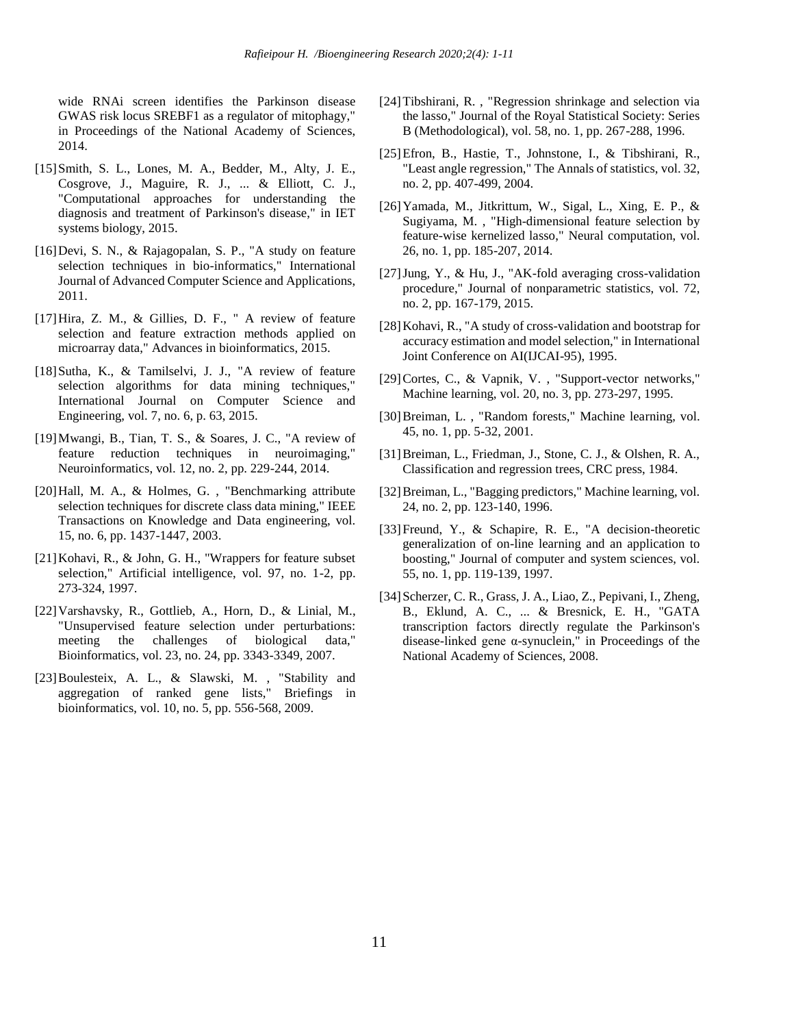wide RNAi screen identifies the Parkinson disease GWAS risk locus SREBF1 as a regulator of mitophagy," in Proceedings of the National Academy of Sciences, 2014.

[15] Smith, S. L., Lones, M. A., Bedder, M., Alty, J. E., Cosgrove, J., Maguire, R. J., ... & Elliott, C. J., "Computational approaches for understanding the diagnosis and treatment of Parkinson's disease," in IET systems biology, 2015.

[16] Devi, S. N., & Rajagopalan, S. P., "A study on feature selection techniques in bio-informatics," International Journal of Advanced Computer Science and Applications, 2011.

[17] Hira, Z. M., & Gillies, D. F., " A review of feature selection and feature extraction methods applied on microarray data," Advances in bioinformatics, 2015.

[18] Sutha, K., & Tamilselvi, J. J., "A review of feature selection algorithms for data mining techniques," International Journal on Computer Science and Engineering, vol. 7, no. 6, p. 63, 2015.

[19] Mwangi, B., Tian, T. S., & Soares, J. C., "A review of feature reduction techniques in neuroimaging," Neuroinformatics, vol. 12, no. 2, pp. 229-244, 2014.

[20] Hall, M. A., & Holmes, G. , "Benchmarking attribute selection techniques for discrete class data mining," IEEE Transactions on Knowledge and Data engineering, vol. 15, no. 6, pp. 1437-1447, 2003.

[21] Kohavi, R., & John, G. H., "Wrappers for feature subset selection," Artificial intelligence, vol. 97, no. 1-2, pp. 273-324, 1997.

[22] Varshavsky, R., Gottlieb, A., Horn, D., & Linial, M., "Unsupervised feature selection under perturbations: meeting the challenges of biological data," Bioinformatics, vol. 23, no. 24, pp. 3343-3349, 2007.

[23] Boulesteix, A. L., & Slawski, M. , "Stability and aggregation of ranked gene lists," Briefings in bioinformatics, vol. 10, no. 5, pp. 556-568, 2009.

[24] Tibshirani, R. , "Regression shrinkage and selection via the lasso," Journal of the Royal Statistical Society: Series B (Methodological), vol. 58, no. 1, pp. 267-288, 1996.

[25] Efron, B., Hastie, T., Johnstone, I., & Tibshirani, R., "Least angle regression," The Annals of statistics, vol. 32, no. 2, pp. 407-499, 2004.

[26] Yamada, M., Jitkrittum, W., Sigal, L., Xing, E. P., & Sugiyama, M. , "High-dimensional feature selection by feature-wise kernelized lasso," Neural computation, vol. 26, no. 1, pp. 185-207, 2014.

[27] Jung, Y., & Hu, J., "AK-fold averaging cross-validation procedure," Journal of nonparametric statistics, vol. 72, no. 2, pp. 167-179, 2015.

[28] Kohavi, R., "A study of cross-validation and bootstrap for accuracy estimation and model selection," in International Joint Conference on AI(IJCAI-95), 1995.

[29] Cortes, C., & Vapnik, V. , "Support-vector networks," Machine learning, vol. 20, no. 3, pp. 273-297, 1995.

[30] Breiman, L. , "Random forests," Machine learning, vol. 45, no. 1, pp. 5-32, 2001.

[31] Breiman, L., Friedman, J., Stone, C. J., & Olshen, R. A., Classification and regression trees, CRC press, 1984.

[32] Breiman, L., "Bagging predictors," Machine learning, vol. 24, no. 2, pp. 123-140, 1996.

[33] Freund, Y., & Schapire, R. E., "A decision-theoretic generalization of on-line learning and an application to boosting," Journal of computer and system sciences, vol. 55, no. 1, pp. 119-139, 1997.

[34] Scherzer, C. R., Grass, J. A., Liao, Z., Pepivani, I., Zheng, B., Eklund, A. C., ... & Bresnick, E. H., "GATA transcription factors directly regulate the Parkinson's disease-linked gene α-synuclein," in Proceedings of the National Academy of Sciences, 2008.